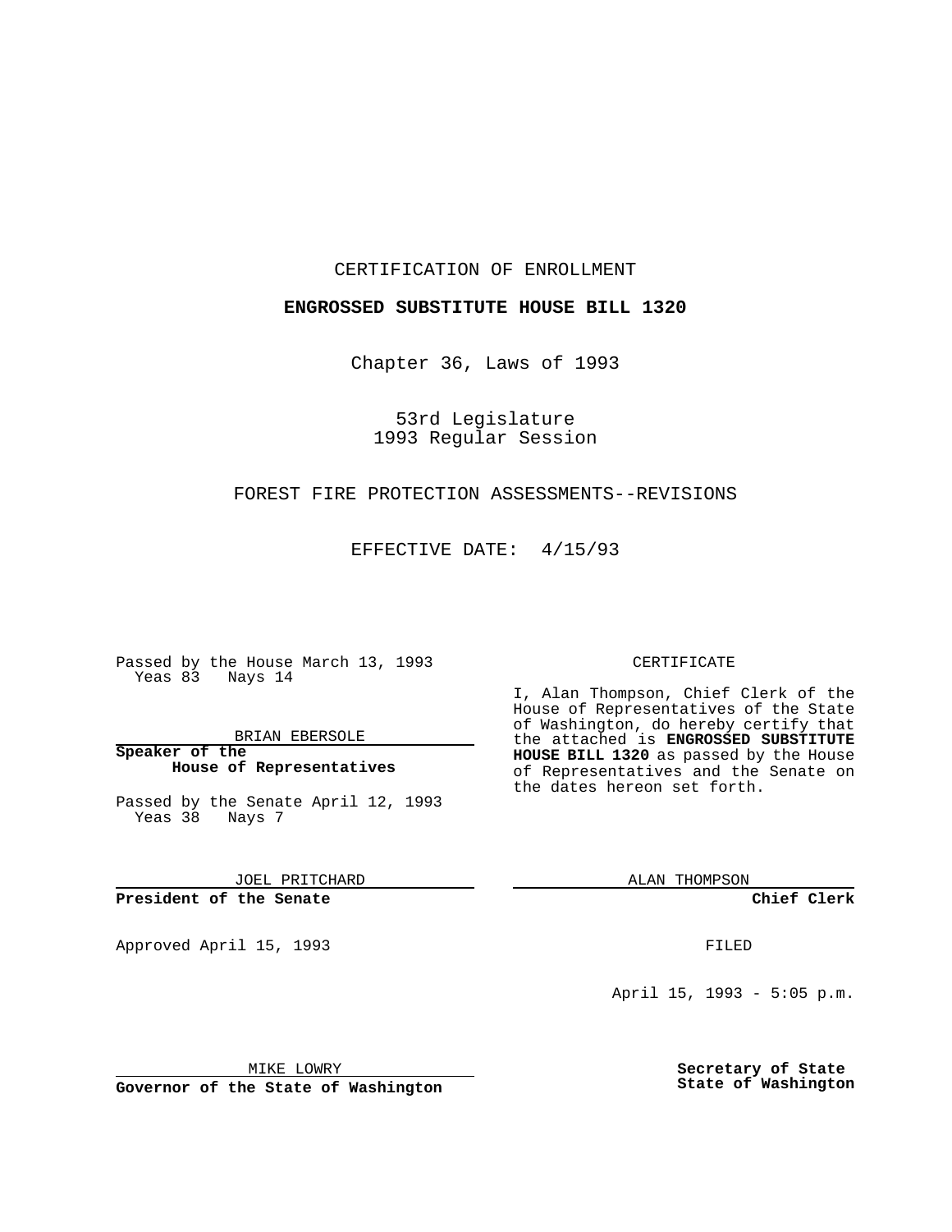CERTIFICATION OF ENROLLMENT

**ENGROSSED SUBSTITUTE HOUSE BILL 1320**

Chapter 36, Laws of 1993

53rd Legislature
1993 Regular Session

FOREST FIRE PROTECTION ASSESSMENTS--REVISIONS

EFFECTIVE DATE: 4/15/93

Passed by the House March 13, 1993
Yeas 83 Nays 14

BRIAN EBERSOLE
**Speaker of the House of Representatives**

Passed by the Senate April 12, 1993
Yeas 38 Nays 7

JOEL PRITCHARD
**President of the Senate**

Approved April 15, 1993

MIKE LOWRY
**Governor of the State of Washington**

CERTIFICATE

I, Alan Thompson, Chief Clerk of the House of Representatives of the State of Washington, do hereby certify that the attached is **ENGROSSED SUBSTITUTE HOUSE BILL 1320** as passed by the House of Representatives and the Senate on the dates hereon set forth.

ALAN THOMPSON
**Chief Clerk**

FILED

April 15, 1993 - 5:05 p.m.

**Secretary of State**
**State of Washington**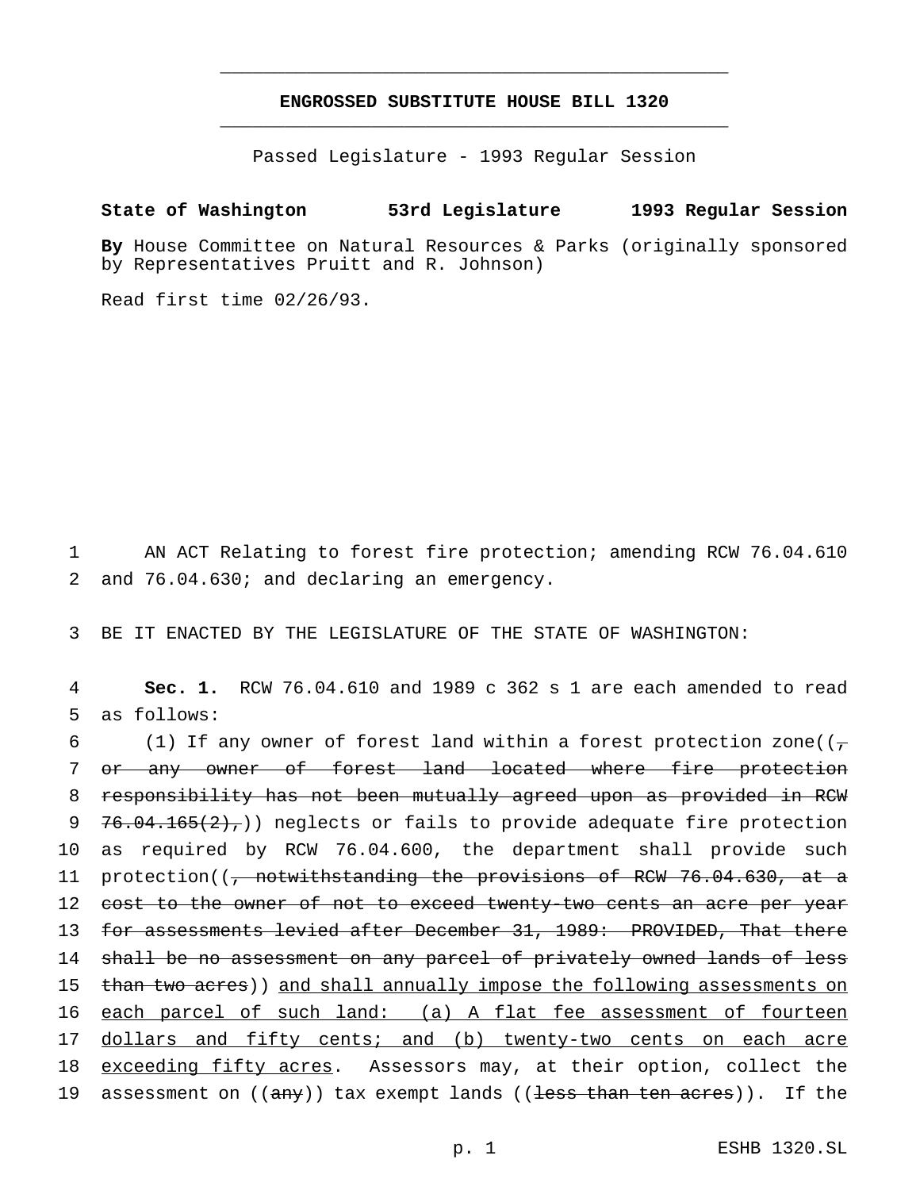# ENGROSSED SUBSTITUTE HOUSE BILL 1320

Passed Legislature - 1993 Regular Session

**State of Washington 53rd Legislature 1993 Regular Session**

**By** House Committee on Natural Resources & Parks (originally sponsored by Representatives Pruitt and R. Johnson)

Read first time 02/26/93.

1 AN ACT Relating to forest fire protection; amending RCW 76.04.610
2 and 76.04.630; and declaring an emergency.

3 BE IT ENACTED BY THE LEGISLATURE OF THE STATE OF WASHINGTON:

4 **Sec. 1.** RCW 76.04.610 and 1989 c 362 s 1 are each amended to read
5 as follows:

6 (1) If any owner of forest land within a forest protection zone((~~,~~
7 ~~or any owner of forest land located where fire protection~~
8 ~~responsibility has not been mutually agreed upon as provided in RCW~~
9 ~~76.04.165(2),~~)) neglects or fails to provide adequate fire protection
10 as required by RCW 76.04.600, the department shall provide such
11 protection((~~, notwithstanding the provisions of RCW 76.04.630, at a~~
12 ~~cost to the owner of not to exceed twenty-two cents an acre per year~~
13 ~~for assessments levied after December 31, 1989: PROVIDED, That there~~
14 ~~shall be no assessment on any parcel of privately owned lands of less~~
15 ~~than two acres~~)) <u>and shall annually impose the following assessments on</u>
16 <u>each parcel of such land: (a) A flat fee assessment of fourteen</u>
17 <u>dollars and fifty cents; and (b) twenty-two cents on each acre</u>
18 <u>exceeding fifty acres</u>. Assessors may, at their option, collect the
19 assessment on ((~~any~~)) tax exempt lands ((~~less than ten acres~~)). If the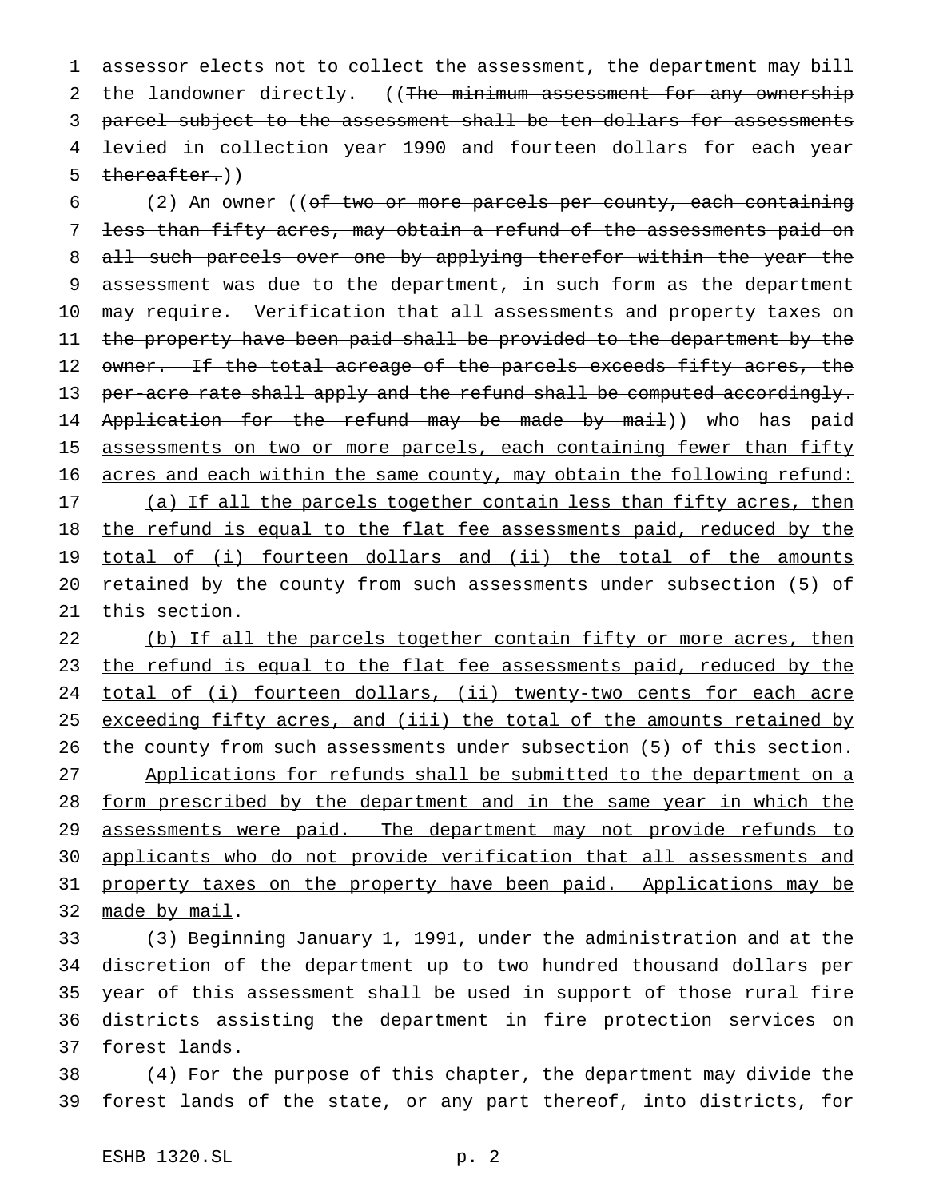assessor elects not to collect the assessment, the department may bill the landowner directly. ((~~The minimum assessment for any ownership parcel subject to the assessment shall be ten dollars for assessments levied in collection year 1990 and fourteen dollars for each year thereafter.~~))

(2) An owner ((~~of two or more parcels per county, each containing less than fifty acres, may obtain a refund of the assessments paid on all such parcels over one by applying therefor within the year the assessment was due to the department, in such form as the department may require. Verification that all assessments and property taxes on the property have been paid shall be provided to the department by the owner. If the total acreage of the parcels exceeds fifty acres, the per-acre rate shall apply and the refund shall be computed accordingly. Application for the refund may be made by mail~~)) <u>who has paid assessments on two or more parcels, each containing fewer than fifty acres and each within the same county, may obtain the following refund:</u>

<u>(a) If all the parcels together contain less than fifty acres, then the refund is equal to the flat fee assessments paid, reduced by the total of (i) fourteen dollars and (ii) the total of the amounts retained by the county from such assessments under subsection (5) of this section.</u>

<u>(b) If all the parcels together contain fifty or more acres, then the refund is equal to the flat fee assessments paid, reduced by the total of (i) fourteen dollars, (ii) twenty-two cents for each acre exceeding fifty acres, and (iii) the total of the amounts retained by the county from such assessments under subsection (5) of this section.</u>

<u>Applications for refunds shall be submitted to the department on a form prescribed by the department and in the same year in which the assessments were paid. The department may not provide refunds to applicants who do not provide verification that all assessments and property taxes on the property have been paid. Applications may be made by mail</u>.

(3) Beginning January 1, 1991, under the administration and at the discretion of the department up to two hundred thousand dollars per year of this assessment shall be used in support of those rural fire districts assisting the department in fire protection services on forest lands.

(4) For the purpose of this chapter, the department may divide the forest lands of the state, or any part thereof, into districts, for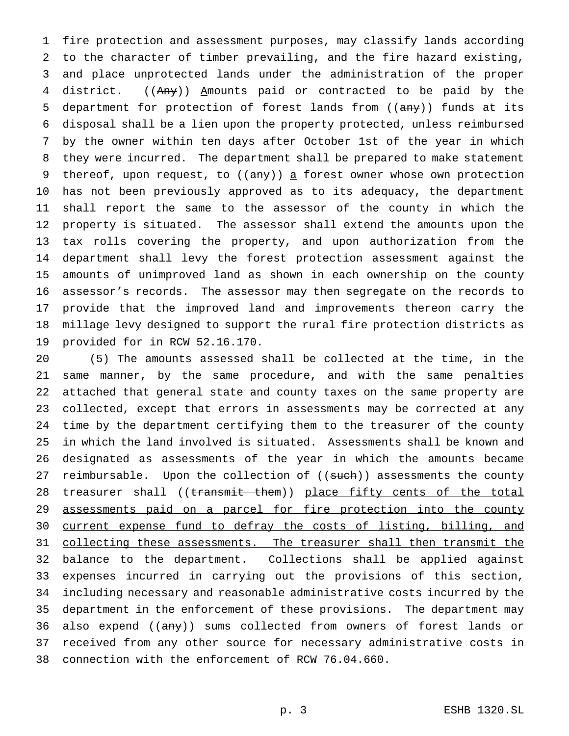fire protection and assessment purposes, may classify lands according to the character of timber prevailing, and the fire hazard existing, and place unprotected lands under the administration of the proper district. ((~~Any~~)) <u>A</u>mounts paid or contracted to be paid by the department for protection of forest lands from ((~~any~~)) funds at its disposal shall be a lien upon the property protected, unless reimbursed by the owner within ten days after October 1st of the year in which they were incurred. The department shall be prepared to make statement thereof, upon request, to ((~~any~~)) <u>a</u> forest owner whose own protection has not been previously approved as to its adequacy, the department shall report the same to the assessor of the county in which the property is situated. The assessor shall extend the amounts upon the tax rolls covering the property, and upon authorization from the department shall levy the forest protection assessment against the amounts of unimproved land as shown in each ownership on the county assessor's records. The assessor may then segregate on the records to provide that the improved land and improvements thereon carry the millage levy designed to support the rural fire protection districts as provided for in RCW 52.16.170.

(5) The amounts assessed shall be collected at the time, in the same manner, by the same procedure, and with the same penalties attached that general state and county taxes on the same property are collected, except that errors in assessments may be corrected at any time by the department certifying them to the treasurer of the county in which the land involved is situated. Assessments shall be known and designated as assessments of the year in which the amounts became reimbursable. Upon the collection of ((~~such~~)) assessments the county treasurer shall ((~~transmit them~~)) <u>place fifty cents of the total assessments paid on a parcel for fire protection into the county current expense fund to defray the costs of listing, billing, and collecting these assessments. The treasurer shall then transmit the balance</u> to the department. Collections shall be applied against expenses incurred in carrying out the provisions of this section, including necessary and reasonable administrative costs incurred by the department in the enforcement of these provisions. The department may also expend ((~~any~~)) sums collected from owners of forest lands or received from any other source for necessary administrative costs in connection with the enforcement of RCW 76.04.660.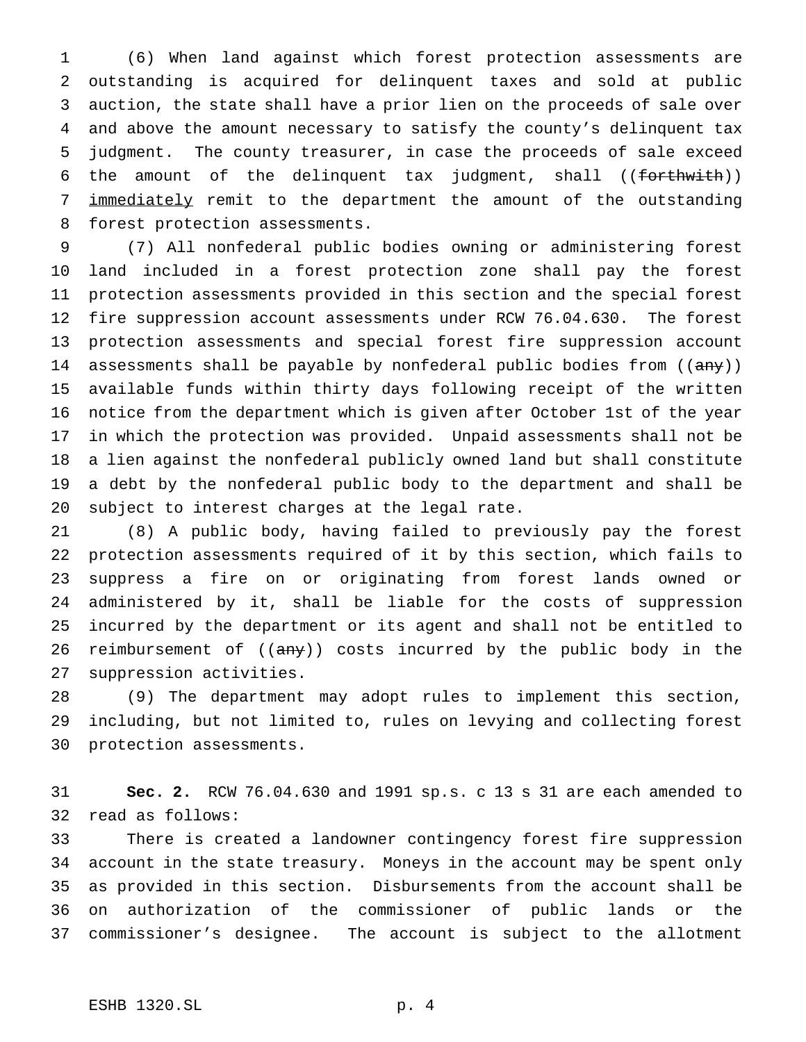(6) When land against which forest protection assessments are outstanding is acquired for delinquent taxes and sold at public auction, the state shall have a prior lien on the proceeds of sale over and above the amount necessary to satisfy the county's delinquent tax judgment. The county treasurer, in case the proceeds of sale exceed the amount of the delinquent tax judgment, shall ((~~forthwith~~)) immediately remit to the department the amount of the outstanding forest protection assessments.

(7) All nonfederal public bodies owning or administering forest land included in a forest protection zone shall pay the forest protection assessments provided in this section and the special forest fire suppression account assessments under RCW 76.04.630. The forest protection assessments and special forest fire suppression account assessments shall be payable by nonfederal public bodies from ((~~any~~)) available funds within thirty days following receipt of the written notice from the department which is given after October 1st of the year in which the protection was provided. Unpaid assessments shall not be a lien against the nonfederal publicly owned land but shall constitute a debt by the nonfederal public body to the department and shall be subject to interest charges at the legal rate.

(8) A public body, having failed to previously pay the forest protection assessments required of it by this section, which fails to suppress a fire on or originating from forest lands owned or administered by it, shall be liable for the costs of suppression incurred by the department or its agent and shall not be entitled to reimbursement of ((~~any~~)) costs incurred by the public body in the suppression activities.

(9) The department may adopt rules to implement this section, including, but not limited to, rules on levying and collecting forest protection assessments.

**Sec. 2.** RCW 76.04.630 and 1991 sp.s. c 13 s 31 are each amended to read as follows:

There is created a landowner contingency forest fire suppression account in the state treasury. Moneys in the account may be spent only as provided in this section. Disbursements from the account shall be on authorization of the commissioner of public lands or the commissioner's designee. The account is subject to the allotment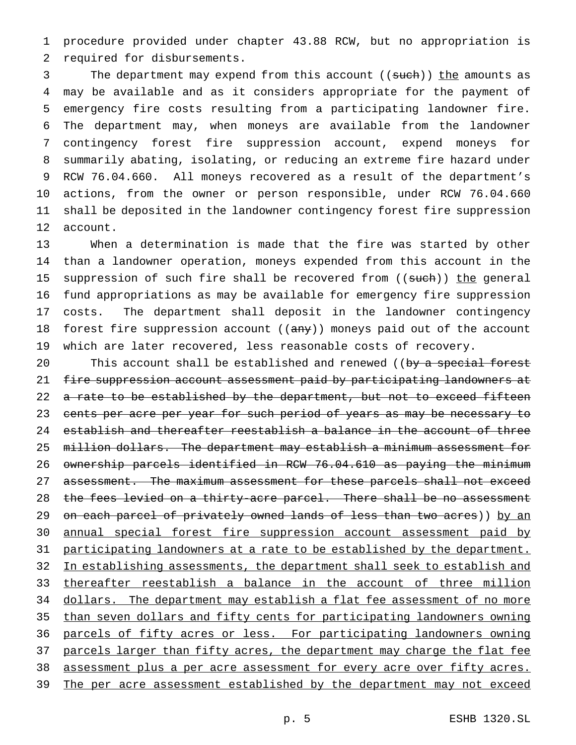procedure provided under chapter 43.88 RCW, but no appropriation is required for disbursements.

The department may expend from this account ((~~such~~)) <u>the</u> amounts as may be available and as it considers appropriate for the payment of emergency fire costs resulting from a participating landowner fire. The department may, when moneys are available from the landowner contingency forest fire suppression account, expend moneys for summarily abating, isolating, or reducing an extreme fire hazard under RCW 76.04.660. All moneys recovered as a result of the department's actions, from the owner or person responsible, under RCW 76.04.660 shall be deposited in the landowner contingency forest fire suppression account.

When a determination is made that the fire was started by other than a landowner operation, moneys expended from this account in the suppression of such fire shall be recovered from ((~~such~~)) <u>the</u> general fund appropriations as may be available for emergency fire suppression costs. The department shall deposit in the landowner contingency forest fire suppression account ((~~any~~)) moneys paid out of the account which are later recovered, less reasonable costs of recovery.

This account shall be established and renewed ((~~by a special forest fire suppression account assessment paid by participating landowners at a rate to be established by the department, but not to exceed fifteen cents per acre per year for such period of years as may be necessary to establish and thereafter reestablish a balance in the account of three million dollars. The department may establish a minimum assessment for ownership parcels identified in RCW 76.04.610 as paying the minimum assessment. The maximum assessment for these parcels shall not exceed the fees levied on a thirty-acre parcel. There shall be no assessment on each parcel of privately owned lands of less than two acres~~)) <u>by an annual special forest fire suppression account assessment paid by participating landowners at a rate to be established by the department. In establishing assessments, the department shall seek to establish and thereafter reestablish a balance in the account of three million dollars. The department may establish a flat fee assessment of no more than seven dollars and fifty cents for participating landowners owning parcels of fifty acres or less. For participating landowners owning parcels larger than fifty acres, the department may charge the flat fee assessment plus a per acre assessment for every acre over fifty acres. The per acre assessment established by the department may not exceed</u>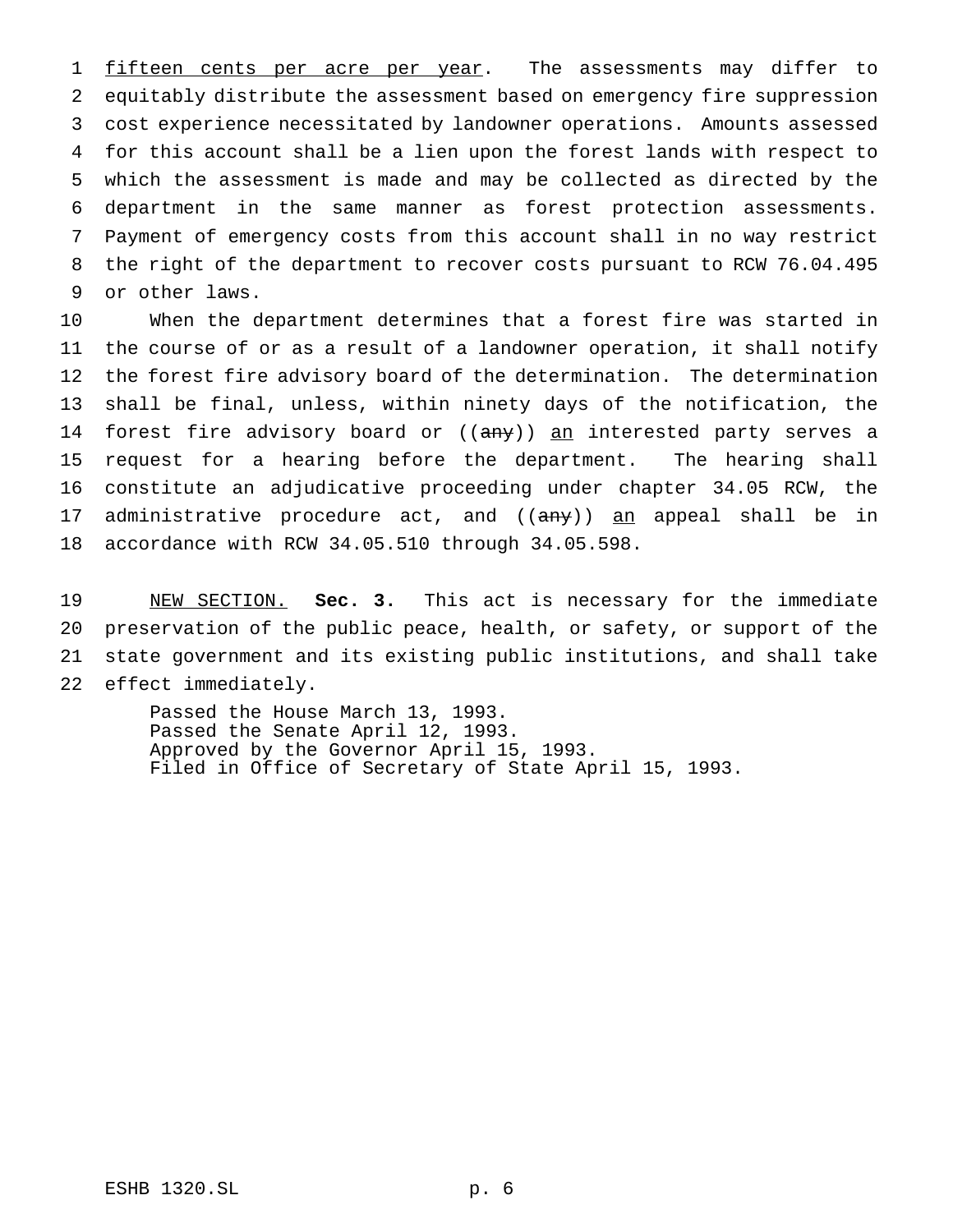fifteen cents per acre per year. The assessments may differ to equitably distribute the assessment based on emergency fire suppression cost experience necessitated by landowner operations. Amounts assessed for this account shall be a lien upon the forest lands with respect to which the assessment is made and may be collected as directed by the department in the same manner as forest protection assessments. Payment of emergency costs from this account shall in no way restrict the right of the department to recover costs pursuant to RCW 76.04.495 or other laws.

When the department determines that a forest fire was started in the course of or as a result of a landowner operation, it shall notify the forest fire advisory board of the determination. The determination shall be final, unless, within ninety days of the notification, the forest fire advisory board or ((~~any~~)) an interested party serves a request for a hearing before the department. The hearing shall constitute an adjudicative proceeding under chapter 34.05 RCW, the administrative procedure act, and ((~~any~~)) an appeal shall be in accordance with RCW 34.05.510 through 34.05.598.

NEW SECTION. **Sec. 3.** This act is necessary for the immediate preservation of the public peace, health, or safety, or support of the state government and its existing public institutions, and shall take effect immediately.

Passed the House March 13, 1993.
Passed the Senate April 12, 1993.
Approved by the Governor April 15, 1993.
Filed in Office of Secretary of State April 15, 1993.